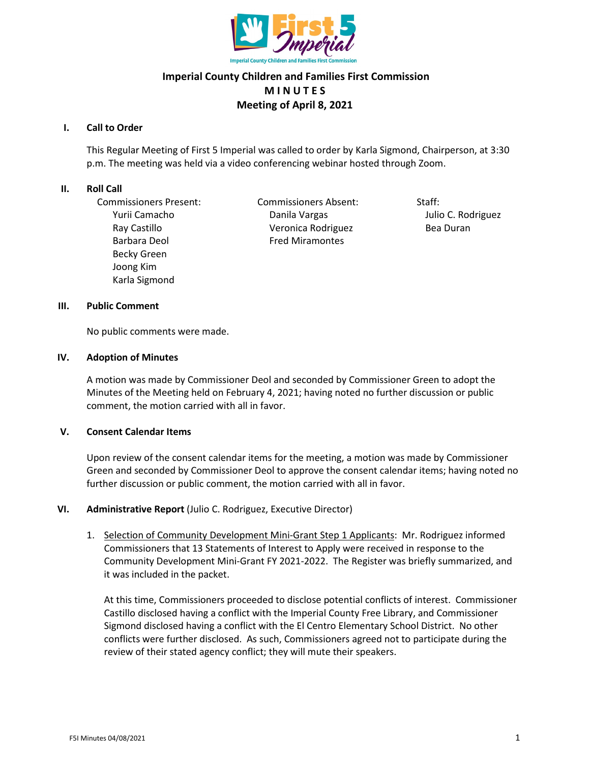# Imperial County Children and Families First Commission
## M I N U T E S
## Meeting of April 8, 2021

### I. Call to Order

This Regular Meeting of First 5 Imperial was called to order by Karla Sigmond, Chairperson, at 3:30 p.m. The meeting was held via a video conferencing webinar hosted through Zoom.

### II. Roll Call

Commissioners Present:
- Yurii Camacho
- Ray Castillo
- Barbara Deol
- Becky Green
- Joong Kim
- Karla Sigmond

Commissioners Absent:
- Danila Vargas
- Veronica Rodriguez
- Fred Miramontes

Staff:
- Julio C. Rodriguez
- Bea Duran

### III. Public Comment

No public comments were made.

### IV. Adoption of Minutes

A motion was made by Commissioner Deol and seconded by Commissioner Green to adopt the Minutes of the Meeting held on February 4, 2021; having noted no further discussion or public comment, the motion carried with all in favor.

### V. Consent Calendar Items

Upon review of the consent calendar items for the meeting, a motion was made by Commissioner Green and seconded by Commissioner Deol to approve the consent calendar items; having noted no further discussion or public comment, the motion carried with all in favor.

### VI. Administrative Report (Julio C. Rodriguez, Executive Director)

1. Selection of Community Development Mini-Grant Step 1 Applicants: Mr. Rodriguez informed Commissioners that 13 Statements of Interest to Apply were received in response to the Community Development Mini-Grant FY 2021-2022. The Register was briefly summarized, and it was included in the packet.

   At this time, Commissioners proceeded to disclose potential conflicts of interest. Commissioner Castillo disclosed having a conflict with the Imperial County Free Library, and Commissioner Sigmond disclosed having a conflict with the El Centro Elementary School District. No other conflicts were further disclosed. As such, Commissioners agreed not to participate during the review of their stated agency conflict; they will mute their speakers.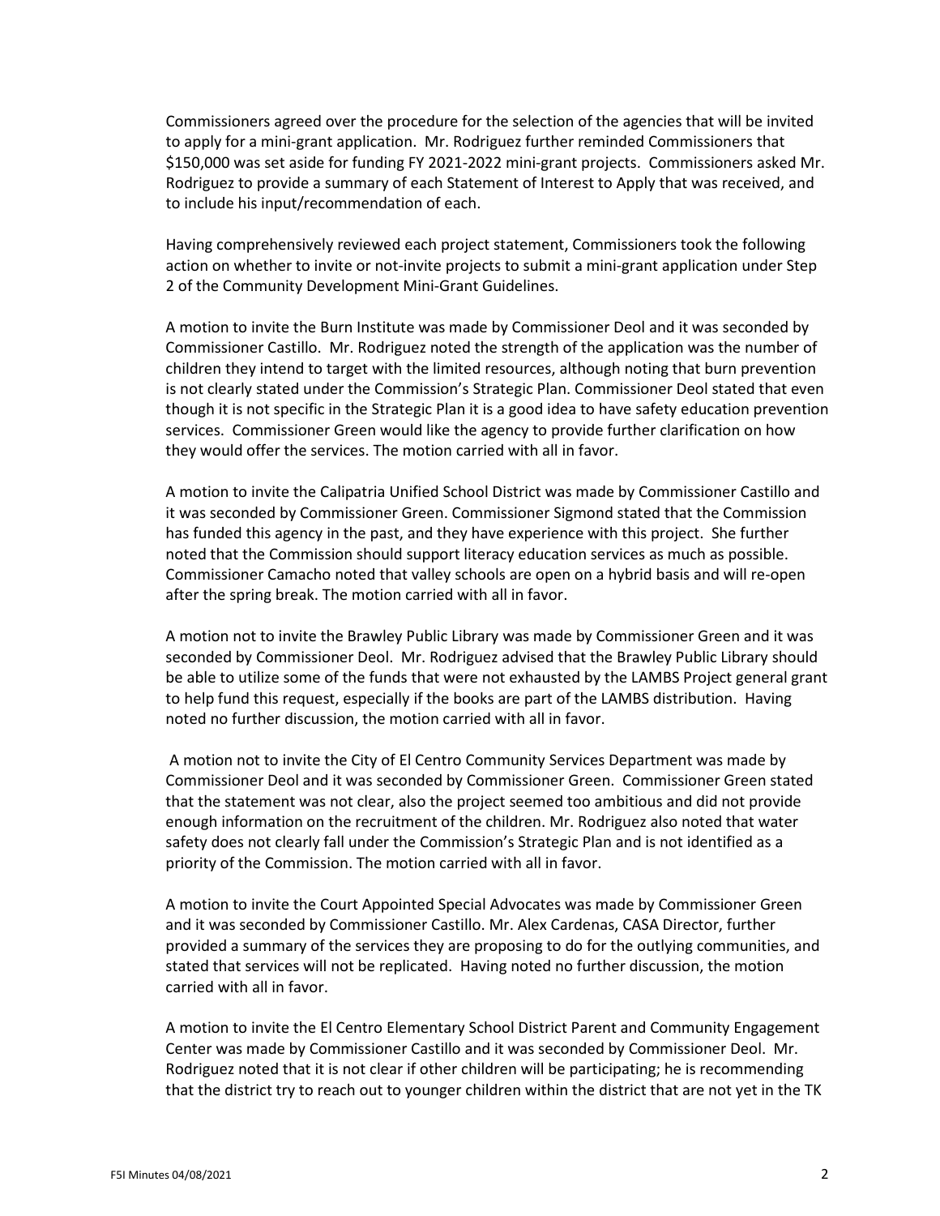Commissioners agreed over the procedure for the selection of the agencies that will be invited to apply for a mini-grant application. Mr. Rodriguez further reminded Commissioners that $150,000 was set aside for funding FY 2021-2022 mini-grant projects. Commissioners asked Mr. Rodriguez to provide a summary of each Statement of Interest to Apply that was received, and to include his input/recommendation of each.

Having comprehensively reviewed each project statement, Commissioners took the following action on whether to invite or not-invite projects to submit a mini-grant application under Step 2 of the Community Development Mini-Grant Guidelines.

A motion to invite the Burn Institute was made by Commissioner Deol and it was seconded by Commissioner Castillo. Mr. Rodriguez noted the strength of the application was the number of children they intend to target with the limited resources, although noting that burn prevention is not clearly stated under the Commission's Strategic Plan. Commissioner Deol stated that even though it is not specific in the Strategic Plan it is a good idea to have safety education prevention services. Commissioner Green would like the agency to provide further clarification on how they would offer the services. The motion carried with all in favor.

A motion to invite the Calipatria Unified School District was made by Commissioner Castillo and it was seconded by Commissioner Green. Commissioner Sigmond stated that the Commission has funded this agency in the past, and they have experience with this project. She further noted that the Commission should support literacy education services as much as possible. Commissioner Camacho noted that valley schools are open on a hybrid basis and will re-open after the spring break. The motion carried with all in favor.

A motion not to invite the Brawley Public Library was made by Commissioner Green and it was seconded by Commissioner Deol. Mr. Rodriguez advised that the Brawley Public Library should be able to utilize some of the funds that were not exhausted by the LAMBS Project general grant to help fund this request, especially if the books are part of the LAMBS distribution. Having noted no further discussion, the motion carried with all in favor.

A motion not to invite the City of El Centro Community Services Department was made by Commissioner Deol and it was seconded by Commissioner Green. Commissioner Green stated that the statement was not clear, also the project seemed too ambitious and did not provide enough information on the recruitment of the children. Mr. Rodriguez also noted that water safety does not clearly fall under the Commission's Strategic Plan and is not identified as a priority of the Commission. The motion carried with all in favor.

A motion to invite the Court Appointed Special Advocates was made by Commissioner Green and it was seconded by Commissioner Castillo. Mr. Alex Cardenas, CASA Director, further provided a summary of the services they are proposing to do for the outlying communities, and stated that services will not be replicated. Having noted no further discussion, the motion carried with all in favor.

A motion to invite the El Centro Elementary School District Parent and Community Engagement Center was made by Commissioner Castillo and it was seconded by Commissioner Deol. Mr. Rodriguez noted that it is not clear if other children will be participating; he is recommending that the district try to reach out to younger children within the district that are not yet in the TK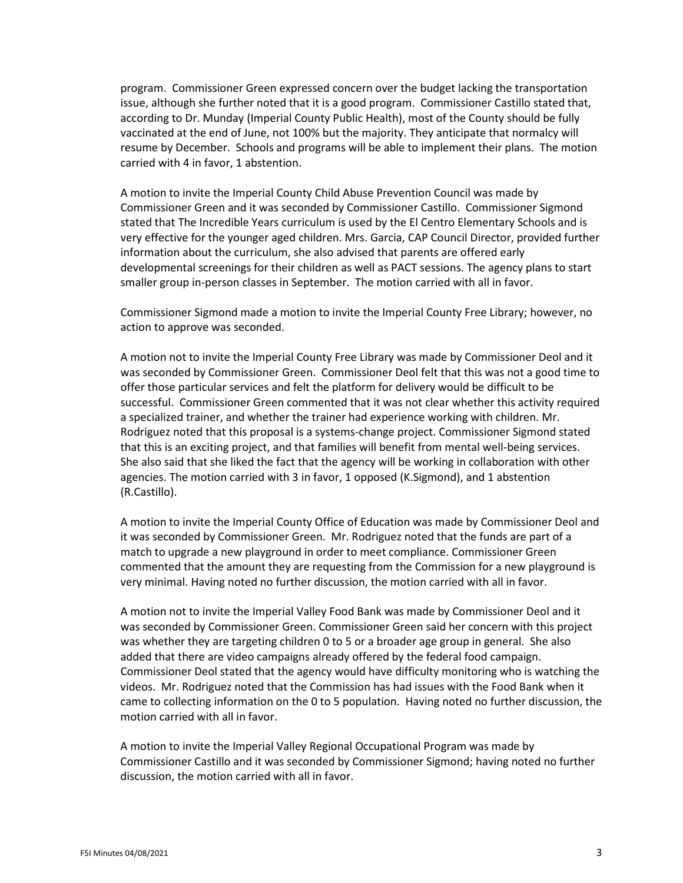program. Commissioner Green expressed concern over the budget lacking the transportation issue, although she further noted that it is a good program. Commissioner Castillo stated that, according to Dr. Munday (Imperial County Public Health), most of the County should be fully vaccinated at the end of June, not 100% but the majority. They anticipate that normalcy will resume by December. Schools and programs will be able to implement their plans. The motion carried with 4 in favor, 1 abstention.

A motion to invite the Imperial County Child Abuse Prevention Council was made by Commissioner Green and it was seconded by Commissioner Castillo. Commissioner Sigmond stated that The Incredible Years curriculum is used by the El Centro Elementary Schools and is very effective for the younger aged children. Mrs. Garcia, CAP Council Director, provided further information about the curriculum, she also advised that parents are offered early developmental screenings for their children as well as PACT sessions. The agency plans to start smaller group in-person classes in September. The motion carried with all in favor.

Commissioner Sigmond made a motion to invite the Imperial County Free Library; however, no action to approve was seconded.

A motion not to invite the Imperial County Free Library was made by Commissioner Deol and it was seconded by Commissioner Green. Commissioner Deol felt that this was not a good time to offer those particular services and felt the platform for delivery would be difficult to be successful. Commissioner Green commented that it was not clear whether this activity required a specialized trainer, and whether the trainer had experience working with children. Mr. Rodriguez noted that this proposal is a systems-change project. Commissioner Sigmond stated that this is an exciting project, and that families will benefit from mental well-being services. She also said that she liked the fact that the agency will be working in collaboration with other agencies. The motion carried with 3 in favor, 1 opposed (K.Sigmond), and 1 abstention (R.Castillo).

A motion to invite the Imperial County Office of Education was made by Commissioner Deol and it was seconded by Commissioner Green. Mr. Rodriguez noted that the funds are part of a match to upgrade a new playground in order to meet compliance. Commissioner Green commented that the amount they are requesting from the Commission for a new playground is very minimal. Having noted no further discussion, the motion carried with all in favor.

A motion not to invite the Imperial Valley Food Bank was made by Commissioner Deol and it was seconded by Commissioner Green. Commissioner Green said her concern with this project was whether they are targeting children 0 to 5 or a broader age group in general. She also added that there are video campaigns already offered by the federal food campaign. Commissioner Deol stated that the agency would have difficulty monitoring who is watching the videos. Mr. Rodriguez noted that the Commission has had issues with the Food Bank when it came to collecting information on the 0 to 5 population. Having noted no further discussion, the motion carried with all in favor.

A motion to invite the Imperial Valley Regional Occupational Program was made by Commissioner Castillo and it was seconded by Commissioner Sigmond; having noted no further discussion, the motion carried with all in favor.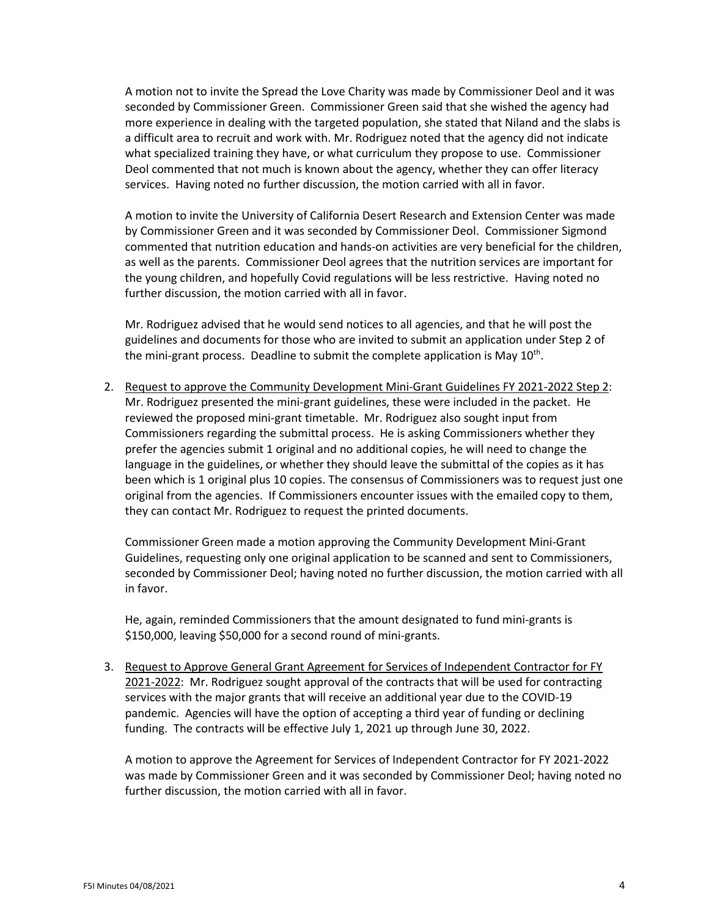A motion not to invite the Spread the Love Charity was made by Commissioner Deol and it was seconded by Commissioner Green. Commissioner Green said that she wished the agency had more experience in dealing with the targeted population, she stated that Niland and the slabs is a difficult area to recruit and work with. Mr. Rodriguez noted that the agency did not indicate what specialized training they have, or what curriculum they propose to use. Commissioner Deol commented that not much is known about the agency, whether they can offer literacy services. Having noted no further discussion, the motion carried with all in favor.

A motion to invite the University of California Desert Research and Extension Center was made by Commissioner Green and it was seconded by Commissioner Deol. Commissioner Sigmond commented that nutrition education and hands-on activities are very beneficial for the children, as well as the parents. Commissioner Deol agrees that the nutrition services are important for the young children, and hopefully Covid regulations will be less restrictive. Having noted no further discussion, the motion carried with all in favor.

Mr. Rodriguez advised that he would send notices to all agencies, and that he will post the guidelines and documents for those who are invited to submit an application under Step 2 of the mini-grant process. Deadline to submit the complete application is May 10th.

2. Request to approve the Community Development Mini-Grant Guidelines FY 2021-2022 Step 2: Mr. Rodriguez presented the mini-grant guidelines, these were included in the packet. He reviewed the proposed mini-grant timetable. Mr. Rodriguez also sought input from Commissioners regarding the submittal process. He is asking Commissioners whether they prefer the agencies submit 1 original and no additional copies, he will need to change the language in the guidelines, or whether they should leave the submittal of the copies as it has been which is 1 original plus 10 copies. The consensus of Commissioners was to request just one original from the agencies. If Commissioners encounter issues with the emailed copy to them, they can contact Mr. Rodriguez to request the printed documents.

   Commissioner Green made a motion approving the Community Development Mini-Grant Guidelines, requesting only one original application to be scanned and sent to Commissioners, seconded by Commissioner Deol; having noted no further discussion, the motion carried with all in favor.

   He, again, reminded Commissioners that the amount designated to fund mini-grants is $150,000, leaving $50,000 for a second round of mini-grants.

3. Request to Approve General Grant Agreement for Services of Independent Contractor for FY 2021-2022: Mr. Rodriguez sought approval of the contracts that will be used for contracting services with the major grants that will receive an additional year due to the COVID-19 pandemic. Agencies will have the option of accepting a third year of funding or declining funding. The contracts will be effective July 1, 2021 up through June 30, 2022.

   A motion to approve the Agreement for Services of Independent Contractor for FY 2021-2022 was made by Commissioner Green and it was seconded by Commissioner Deol; having noted no further discussion, the motion carried with all in favor.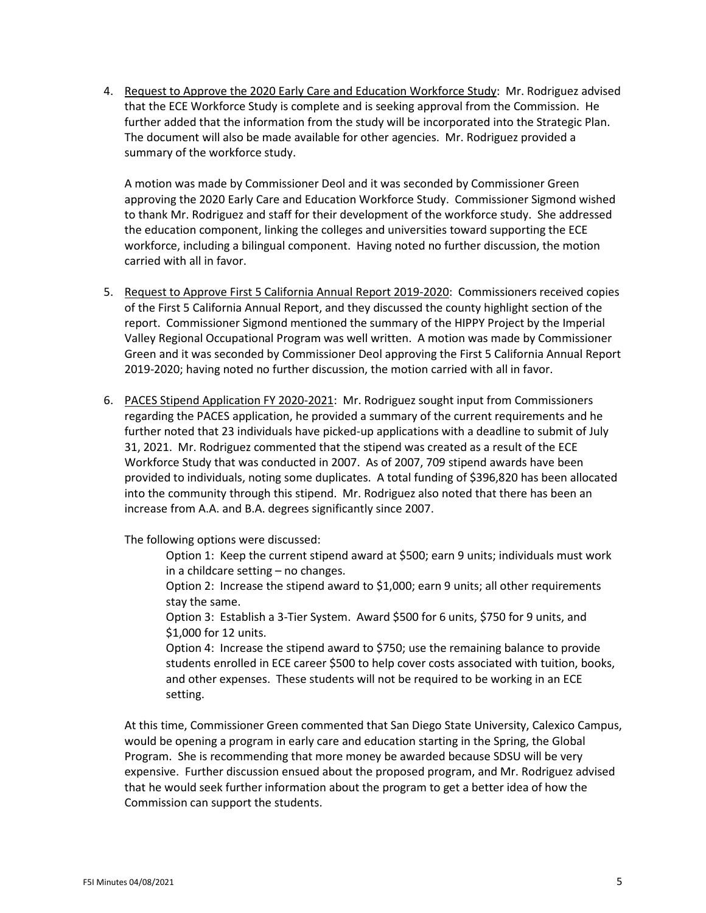4. Request to Approve the 2020 Early Care and Education Workforce Study: Mr. Rodriguez advised that the ECE Workforce Study is complete and is seeking approval from the Commission. He further added that the information from the study will be incorporated into the Strategic Plan. The document will also be made available for other agencies. Mr. Rodriguez provided a summary of the workforce study.

   A motion was made by Commissioner Deol and it was seconded by Commissioner Green approving the 2020 Early Care and Education Workforce Study. Commissioner Sigmond wished to thank Mr. Rodriguez and staff for their development of the workforce study. She addressed the education component, linking the colleges and universities toward supporting the ECE workforce, including a bilingual component. Having noted no further discussion, the motion carried with all in favor.

5. Request to Approve First 5 California Annual Report 2019-2020: Commissioners received copies of the First 5 California Annual Report, and they discussed the county highlight section of the report. Commissioner Sigmond mentioned the summary of the HIPPY Project by the Imperial Valley Regional Occupational Program was well written. A motion was made by Commissioner Green and it was seconded by Commissioner Deol approving the First 5 California Annual Report 2019-2020; having noted no further discussion, the motion carried with all in favor.

6. PACES Stipend Application FY 2020-2021: Mr. Rodriguez sought input from Commissioners regarding the PACES application, he provided a summary of the current requirements and he further noted that 23 individuals have picked-up applications with a deadline to submit of July 31, 2021. Mr. Rodriguez commented that the stipend was created as a result of the ECE Workforce Study that was conducted in 2007. As of 2007, 709 stipend awards have been provided to individuals, noting some duplicates. A total funding of $396,820 has been allocated into the community through this stipend. Mr. Rodriguez also noted that there has been an increase from A.A. and B.A. degrees significantly since 2007.

   The following options were discussed:

   Option 1: Keep the current stipend award at $500; earn 9 units; individuals must work in a childcare setting – no changes.

   Option 2: Increase the stipend award to $1,000; earn 9 units; all other requirements stay the same.

   Option 3: Establish a 3-Tier System. Award $500 for 6 units, $750 for 9 units, and $1,000 for 12 units.

   Option 4: Increase the stipend award to $750; use the remaining balance to provide students enrolled in ECE career $500 to help cover costs associated with tuition, books, and other expenses. These students will not be required to be working in an ECE setting.

   At this time, Commissioner Green commented that San Diego State University, Calexico Campus, would be opening a program in early care and education starting in the Spring, the Global Program. She is recommending that more money be awarded because SDSU will be very expensive. Further discussion ensued about the proposed program, and Mr. Rodriguez advised that he would seek further information about the program to get a better idea of how the Commission can support the students.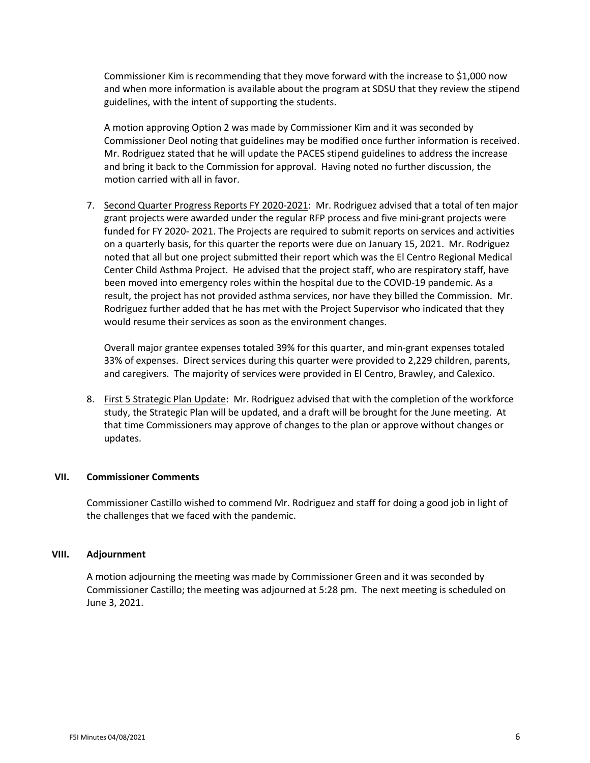Commissioner Kim is recommending that they move forward with the increase to $1,000 now and when more information is available about the program at SDSU that they review the stipend guidelines, with the intent of supporting the students.

A motion approving Option 2 was made by Commissioner Kim and it was seconded by Commissioner Deol noting that guidelines may be modified once further information is received. Mr. Rodriguez stated that he will update the PACES stipend guidelines to address the increase and bring it back to the Commission for approval. Having noted no further discussion, the motion carried with all in favor.

7. Second Quarter Progress Reports FY 2020-2021: Mr. Rodriguez advised that a total of ten major grant projects were awarded under the regular RFP process and five mini-grant projects were funded for FY 2020- 2021. The Projects are required to submit reports on services and activities on a quarterly basis, for this quarter the reports were due on January 15, 2021. Mr. Rodriguez noted that all but one project submitted their report which was the El Centro Regional Medical Center Child Asthma Project. He advised that the project staff, who are respiratory staff, have been moved into emergency roles within the hospital due to the COVID-19 pandemic. As a result, the project has not provided asthma services, nor have they billed the Commission. Mr. Rodriguez further added that he has met with the Project Supervisor who indicated that they would resume their services as soon as the environment changes.

   Overall major grantee expenses totaled 39% for this quarter, and min-grant expenses totaled 33% of expenses. Direct services during this quarter were provided to 2,229 children, parents, and caregivers. The majority of services were provided in El Centro, Brawley, and Calexico.

8. First 5 Strategic Plan Update: Mr. Rodriguez advised that with the completion of the workforce study, the Strategic Plan will be updated, and a draft will be brought for the June meeting. At that time Commissioners may approve of changes to the plan or approve without changes or updates.

## VII. Commissioner Comments

Commissioner Castillo wished to commend Mr. Rodriguez and staff for doing a good job in light of the challenges that we faced with the pandemic.

## VIII. Adjournment

A motion adjourning the meeting was made by Commissioner Green and it was seconded by Commissioner Castillo; the meeting was adjourned at 5:28 pm. The next meeting is scheduled on June 3, 2021.